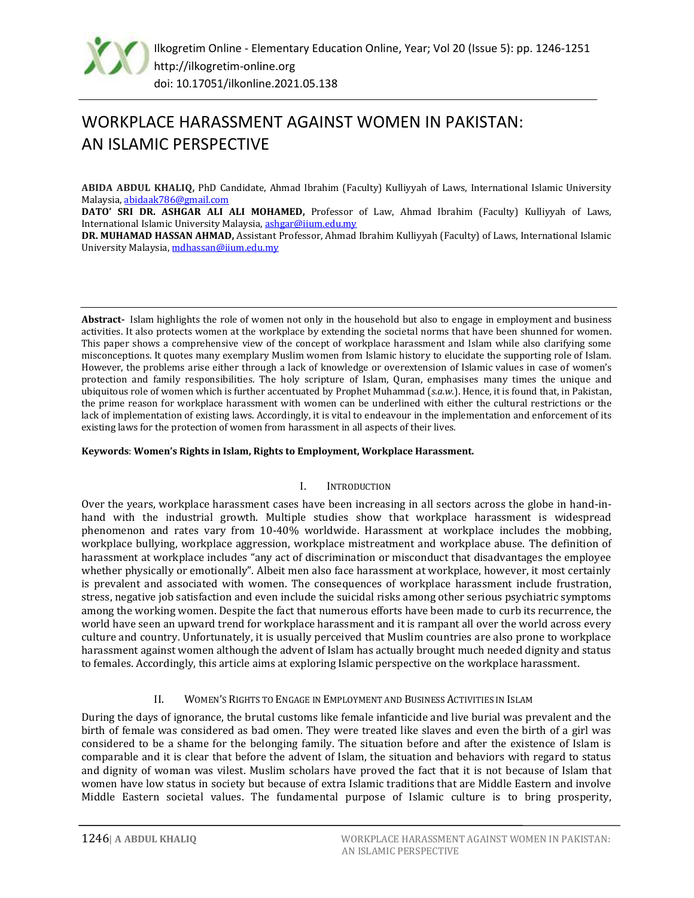# WORKPLACE HARASSMENT AGAINST WOMEN IN PAKISTAN: AN ISLAMIC PERSPECTIVE

**ABIDA ABDUL KHALIQ,** PhD Candidate, Ahmad Ibrahim (Faculty) Kulliyyah of Laws, International Islamic University Malaysia, abidaak786@gmail.com

**DATO' SRI DR. ASHGAR ALI ALI MOHAMED,** Professor of Law, Ahmad Ibrahim (Faculty) Kulliyyah of Laws, International Islamic University Malaysia, ashgar@iium.edu.my

**DR. MUHAMAD HASSAN AHMAD,** Assistant Professor, Ahmad Ibrahim Kulliyyah (Faculty) of Laws, International Islamic University Malaysia, mdhassan@iium.edu.my

**Abstract-** Islam highlights the role of women not only in the household but also to engage in employment and business activities. It also protects women at the workplace by extending the societal norms that have been shunned for women. This paper shows a comprehensive view of the concept of workplace harassment and Islam while also clarifying some misconceptions. It quotes many exemplary Muslim women from Islamic history to elucidate the supporting role of Islam. However, the problems arise either through a lack of knowledge or overextension of Islamic values in case of women's protection and family responsibilities. The holy scripture of Islam, Quran, emphasises many times the unique and ubiquitous role of women which is further accentuated by Prophet Muhammad (*s.a.w.*). Hence, it is found that, in Pakistan, the prime reason for workplace harassment with women can be underlined with either the cultural restrictions or the lack of implementation of existing laws. Accordingly, it is vital to endeavour in the implementation and enforcement of its existing laws for the protection of women from harassment in all aspects of their lives.

**Keywords**: **Women's Rights in Islam, Rights to Employment, Workplace Harassment.**

## I. INTRODUCTION

Over the years, workplace harassment cases have been increasing in all sectors across the globe in hand-in-hand with the industrial growth. Multiple studies show that workplace harassment is widespread phenomenon and rates vary from 10-40% worldwide. Harassment at workplace includes the mobbing, workplace bullying, workplace aggression, workplace mistreatment and workplace abuse. The definition of harassment at workplace includes "any act of discrimination or misconduct that disadvantages the employee whether physically or emotionally". Albeit men also face harassment at workplace, however, it most certainly is prevalent and associated with women. The consequences of workplace harassment include frustration, stress, negative job satisfaction and even include the suicidal risks among other serious psychiatric symptoms among the working women. Despite the fact that numerous efforts have been made to curb its recurrence, the world have seen an upward trend for workplace harassment and it is rampant all over the world across every culture and country. Unfortunately, it is usually perceived that Muslim countries are also prone to workplace harassment against women although the advent of Islam has actually brought much needed dignity and status to females. Accordingly, this article aims at exploring Islamic perspective on the workplace harassment.

## II. WOMEN'S RIGHTS TO ENGAGE IN EMPLOYMENT AND BUSINESS ACTIVITIES IN ISLAM

During the days of ignorance, the brutal customs like female infanticide and live burial was prevalent and the birth of female was considered as bad omen. They were treated like slaves and even the birth of a girl was considered to be a shame for the belonging family. The situation before and after the existence of Islam is comparable and it is clear that before the advent of Islam, the situation and behaviors with regard to status and dignity of woman was vilest. Muslim scholars have proved the fact that it is not because of Islam that women have low status in society but because of extra Islamic traditions that are Middle Eastern and involve Middle Eastern societal values. The fundamental purpose of Islamic culture is to bring prosperity,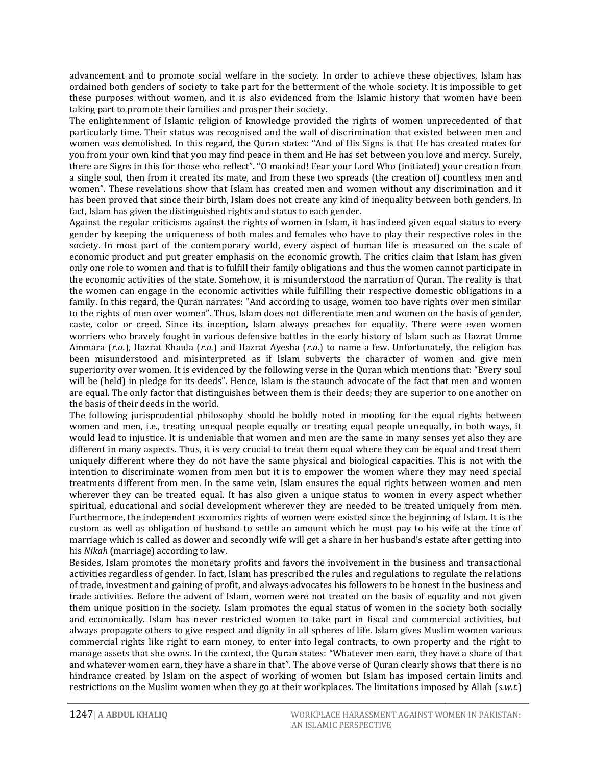advancement and to promote social welfare in the society. In order to achieve these objectives, Islam has ordained both genders of society to take part for the betterment of the whole society. It is impossible to get these purposes without women, and it is also evidenced from the Islamic history that women have been taking part to promote their families and prosper their society.

The enlightenment of Islamic religion of knowledge provided the rights of women unprecedented of that particularly time. Their status was recognised and the wall of discrimination that existed between men and women was demolished. In this regard, the Quran states: "And of His Signs is that He has created mates for you from your own kind that you may find peace in them and He has set between you love and mercy. Surely, there are Signs in this for those who reflect". "O mankind! Fear your Lord Who (initiated) your creation from a single soul, then from it created its mate, and from these two spreads (the creation of) countless men and women". These revelations show that Islam has created men and women without any discrimination and it has been proved that since their birth, Islam does not create any kind of inequality between both genders. In fact, Islam has given the distinguished rights and status to each gender.

Against the regular criticisms against the rights of women in Islam, it has indeed given equal status to every gender by keeping the uniqueness of both males and females who have to play their respective roles in the society. In most part of the contemporary world, every aspect of human life is measured on the scale of economic product and put greater emphasis on the economic growth. The critics claim that Islam has given only one role to women and that is to fulfill their family obligations and thus the women cannot participate in the economic activities of the state. Somehow, it is misunderstood the narration of Quran. The reality is that the women can engage in the economic activities while fulfilling their respective domestic obligations in a family. In this regard, the Quran narrates: "And according to usage, women too have rights over men similar to the rights of men over women". Thus, Islam does not differentiate men and women on the basis of gender, caste, color or creed. Since its inception, Islam always preaches for equality. There were even women worriers who bravely fought in various defensive battles in the early history of Islam such as Hazrat Umme Ammara (*r.a.*), Hazrat Khaula (*r.a.*) and Hazrat Ayesha (*r.a.*) to name a few. Unfortunately, the religion has been misunderstood and misinterpreted as if Islam subverts the character of women and give men superiority over women. It is evidenced by the following verse in the Quran which mentions that: "Every soul will be (held) in pledge for its deeds". Hence, Islam is the staunch advocate of the fact that men and women are equal. The only factor that distinguishes between them is their deeds; they are superior to one another on the basis of their deeds in the world.

The following jurisprudential philosophy should be boldly noted in mooting for the equal rights between women and men, i.e., treating unequal people equally or treating equal people unequally, in both ways, it would lead to injustice. It is undeniable that women and men are the same in many senses yet also they are different in many aspects. Thus, it is very crucial to treat them equal where they can be equal and treat them uniquely different where they do not have the same physical and biological capacities. This is not with the intention to discriminate women from men but it is to empower the women where they may need special treatments different from men. In the same vein, Islam ensures the equal rights between women and men wherever they can be treated equal. It has also given a unique status to women in every aspect whether spiritual, educational and social development wherever they are needed to be treated uniquely from men. Furthermore, the independent economics rights of women were existed since the beginning of Islam. It is the custom as well as obligation of husband to settle an amount which he must pay to his wife at the time of marriage which is called as dower and secondly wife will get a share in her husband's estate after getting into his *Nikah* (marriage) according to law.

Besides, Islam promotes the monetary profits and favors the involvement in the business and transactional activities regardless of gender. In fact, Islam has prescribed the rules and regulations to regulate the relations of trade, investment and gaining of profit, and always advocates his followers to be honest in the business and trade activities. Before the advent of Islam, women were not treated on the basis of equality and not given them unique position in the society. Islam promotes the equal status of women in the society both socially and economically. Islam has never restricted women to take part in fiscal and commercial activities, but always propagate others to give respect and dignity in all spheres of life. Islam gives Muslim women various commercial rights like right to earn money, to enter into legal contracts, to own property and the right to manage assets that she owns. In the context, the Quran states: "Whatever men earn, they have a share of that and whatever women earn, they have a share in that". The above verse of Quran clearly shows that there is no hindrance created by Islam on the aspect of working of women but Islam has imposed certain limits and restrictions on the Muslim women when they go at their workplaces. The limitations imposed by Allah (*s.w.t.*)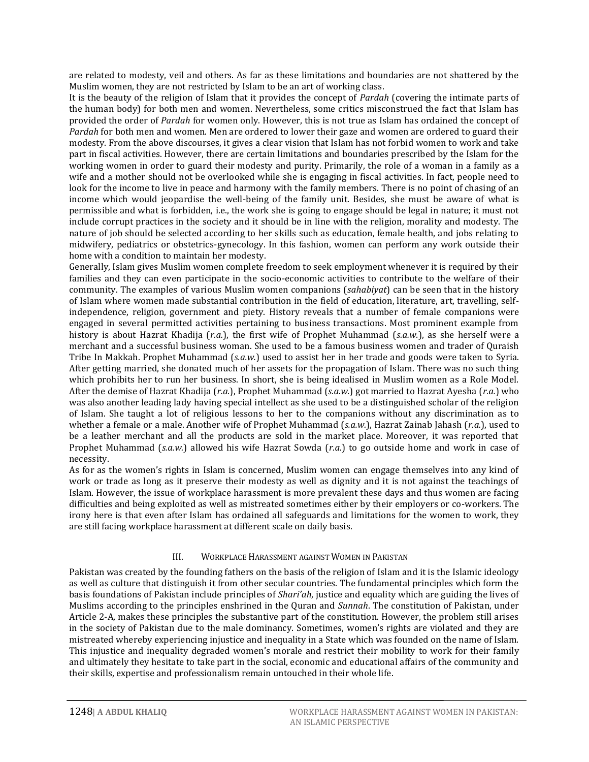are related to modesty, veil and others. As far as these limitations and boundaries are not shattered by the Muslim women, they are not restricted by Islam to be an art of working class.

It is the beauty of the religion of Islam that it provides the concept of *Pardah* (covering the intimate parts of the human body) for both men and women. Nevertheless, some critics misconstrued the fact that Islam has provided the order of *Pardah* for women only. However, this is not true as Islam has ordained the concept of *Pardah* for both men and women. Men are ordered to lower their gaze and women are ordered to guard their modesty. From the above discourses, it gives a clear vision that Islam has not forbid women to work and take part in fiscal activities. However, there are certain limitations and boundaries prescribed by the Islam for the working women in order to guard their modesty and purity. Primarily, the role of a woman in a family as a wife and a mother should not be overlooked while she is engaging in fiscal activities. In fact, people need to look for the income to live in peace and harmony with the family members. There is no point of chasing of an income which would jeopardise the well-being of the family unit. Besides, she must be aware of what is permissible and what is forbidden, i.e., the work she is going to engage should be legal in nature; it must not include corrupt practices in the society and it should be in line with the religion, morality and modesty. The nature of job should be selected according to her skills such as education, female health, and jobs relating to midwifery, pediatrics or obstetrics-gynecology. In this fashion, women can perform any work outside their home with a condition to maintain her modesty.

Generally, Islam gives Muslim women complete freedom to seek employment whenever it is required by their families and they can even participate in the socio-economic activities to contribute to the welfare of their community. The examples of various Muslim women companions (*sahabiyat*) can be seen that in the history of Islam where women made substantial contribution in the field of education, literature, art, travelling, self-independence, religion, government and piety. History reveals that a number of female companions were engaged in several permitted activities pertaining to business transactions. Most prominent example from history is about Hazrat Khadija (*r.a.*), the first wife of Prophet Muhammad (*s.a.w.*), as she herself were a merchant and a successful business woman. She used to be a famous business women and trader of Quraish Tribe In Makkah. Prophet Muhammad (*s.a.w.*) used to assist her in her trade and goods were taken to Syria. After getting married, she donated much of her assets for the propagation of Islam. There was no such thing which prohibits her to run her business. In short, she is being idealised in Muslim women as a Role Model. After the demise of Hazrat Khadija (*r.a.*), Prophet Muhammad (*s.a.w.*) got married to Hazrat Ayesha (*r.a.*) who was also another leading lady having special intellect as she used to be a distinguished scholar of the religion of Islam. She taught a lot of religious lessons to her to the companions without any discrimination as to whether a female or a male. Another wife of Prophet Muhammad (*s.a.w.*), Hazrat Zainab Jahash (*r.a.*), used to be a leather merchant and all the products are sold in the market place. Moreover, it was reported that Prophet Muhammad (*s.a.w.*) allowed his wife Hazrat Sowda (*r.a.*) to go outside home and work in case of necessity.

As for as the women's rights in Islam is concerned, Muslim women can engage themselves into any kind of work or trade as long as it preserve their modesty as well as dignity and it is not against the teachings of Islam. However, the issue of workplace harassment is more prevalent these days and thus women are facing difficulties and being exploited as well as mistreated sometimes either by their employers or co-workers. The irony here is that even after Islam has ordained all safeguards and limitations for the women to work, they are still facing workplace harassment at different scale on daily basis.

## III. Workplace Harassment against Women in Pakistan

Pakistan was created by the founding fathers on the basis of the religion of Islam and it is the Islamic ideology as well as culture that distinguish it from other secular countries. The fundamental principles which form the basis foundations of Pakistan include principles of *Shari'ah*, justice and equality which are guiding the lives of Muslims according to the principles enshrined in the Quran and *Sunnah*. The constitution of Pakistan, under Article 2-A, makes these principles the substantive part of the constitution. However, the problem still arises in the society of Pakistan due to the male dominancy. Sometimes, women's rights are violated and they are mistreated whereby experiencing injustice and inequality in a State which was founded on the name of Islam. This injustice and inequality degraded women's morale and restrict their mobility to work for their family and ultimately they hesitate to take part in the social, economic and educational affairs of the community and their skills, expertise and professionalism remain untouched in their whole life.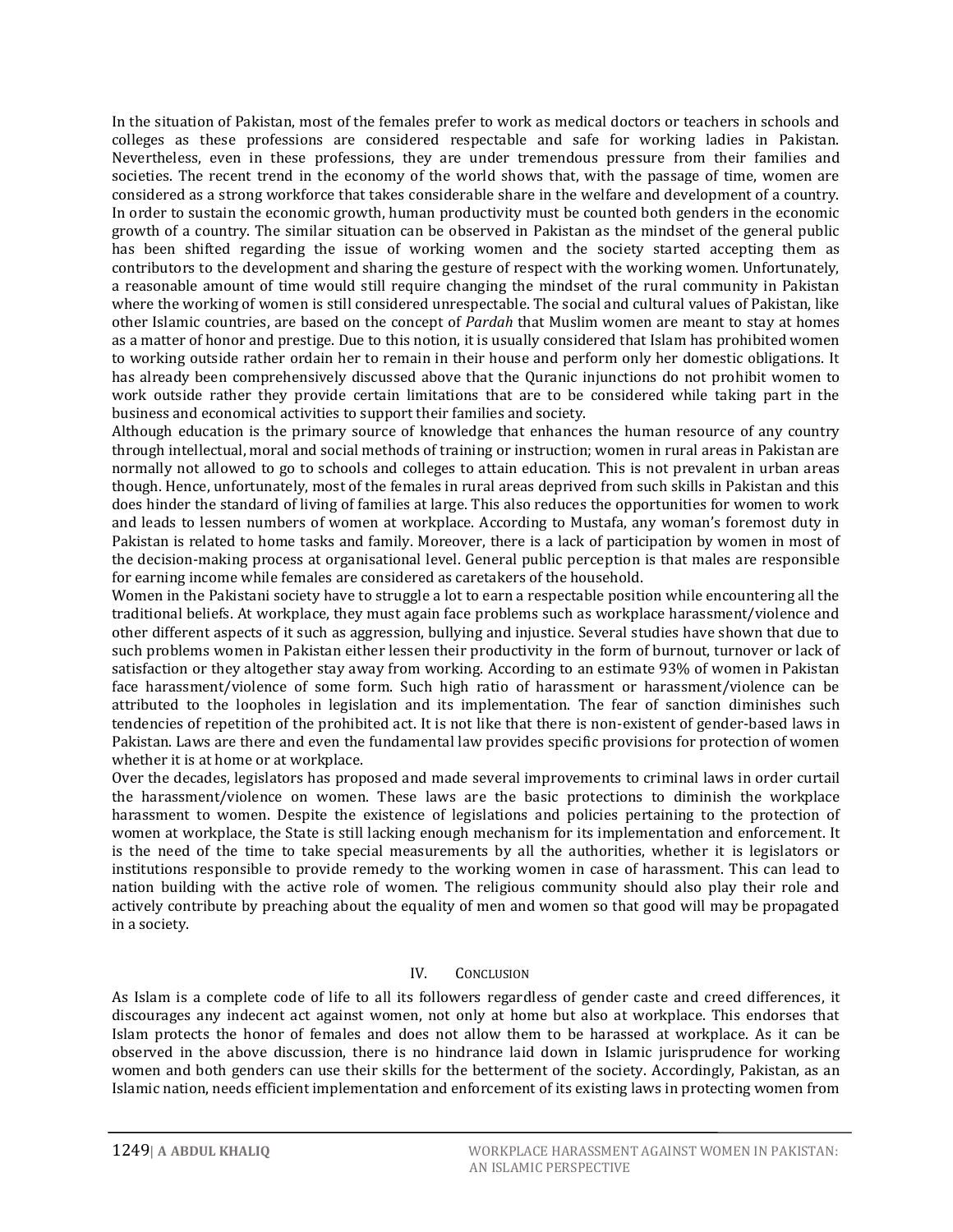In the situation of Pakistan, most of the females prefer to work as medical doctors or teachers in schools and colleges as these professions are considered respectable and safe for working ladies in Pakistan. Nevertheless, even in these professions, they are under tremendous pressure from their families and societies. The recent trend in the economy of the world shows that, with the passage of time, women are considered as a strong workforce that takes considerable share in the welfare and development of a country. In order to sustain the economic growth, human productivity must be counted both genders in the economic growth of a country. The similar situation can be observed in Pakistan as the mindset of the general public has been shifted regarding the issue of working women and the society started accepting them as contributors to the development and sharing the gesture of respect with the working women. Unfortunately, a reasonable amount of time would still require changing the mindset of the rural community in Pakistan where the working of women is still considered unrespectable. The social and cultural values of Pakistan, like other Islamic countries, are based on the concept of *Pardah* that Muslim women are meant to stay at homes as a matter of honor and prestige. Due to this notion, it is usually considered that Islam has prohibited women to working outside rather ordain her to remain in their house and perform only her domestic obligations. It has already been comprehensively discussed above that the Quranic injunctions do not prohibit women to work outside rather they provide certain limitations that are to be considered while taking part in the business and economical activities to support their families and society.

Although education is the primary source of knowledge that enhances the human resource of any country through intellectual, moral and social methods of training or instruction; women in rural areas in Pakistan are normally not allowed to go to schools and colleges to attain education. This is not prevalent in urban areas though. Hence, unfortunately, most of the females in rural areas deprived from such skills in Pakistan and this does hinder the standard of living of families at large. This also reduces the opportunities for women to work and leads to lessen numbers of women at workplace. According to Mustafa, any woman's foremost duty in Pakistan is related to home tasks and family. Moreover, there is a lack of participation by women in most of the decision-making process at organisational level. General public perception is that males are responsible for earning income while females are considered as caretakers of the household.

Women in the Pakistani society have to struggle a lot to earn a respectable position while encountering all the traditional beliefs. At workplace, they must again face problems such as workplace harassment/violence and other different aspects of it such as aggression, bullying and injustice. Several studies have shown that due to such problems women in Pakistan either lessen their productivity in the form of burnout, turnover or lack of satisfaction or they altogether stay away from working. According to an estimate 93% of women in Pakistan face harassment/violence of some form. Such high ratio of harassment or harassment/violence can be attributed to the loopholes in legislation and its implementation. The fear of sanction diminishes such tendencies of repetition of the prohibited act. It is not like that there is non-existent of gender-based laws in Pakistan. Laws are there and even the fundamental law provides specific provisions for protection of women whether it is at home or at workplace.

Over the decades, legislators has proposed and made several improvements to criminal laws in order curtail the harassment/violence on women. These laws are the basic protections to diminish the workplace harassment to women. Despite the existence of legislations and policies pertaining to the protection of women at workplace, the State is still lacking enough mechanism for its implementation and enforcement. It is the need of the time to take special measurements by all the authorities, whether it is legislators or institutions responsible to provide remedy to the working women in case of harassment. This can lead to nation building with the active role of women. The religious community should also play their role and actively contribute by preaching about the equality of men and women so that good will may be propagated in a society.

## IV. Conclusion

As Islam is a complete code of life to all its followers regardless of gender caste and creed differences, it discourages any indecent act against women, not only at home but also at workplace. This endorses that Islam protects the honor of females and does not allow them to be harassed at workplace. As it can be observed in the above discussion, there is no hindrance laid down in Islamic jurisprudence for working women and both genders can use their skills for the betterment of the society. Accordingly, Pakistan, as an Islamic nation, needs efficient implementation and enforcement of its existing laws in protecting women from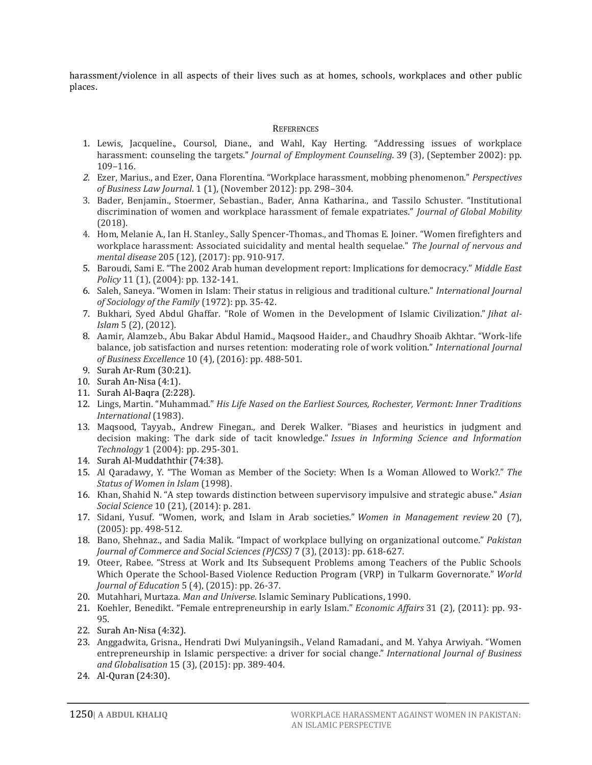harassment/violence in all aspects of their lives such as at homes, schools, workplaces and other public places.

## References

1. Lewis, Jacqueline., Coursol, Diane., and Wahl, Kay Herting. "Addressing issues of workplace harassment: counseling the targets." *Journal of Employment Counseling*. 39 (3), (September 2002): pp. 109–116.
2. Ezer, Marius., and Ezer, Oana Florentina. "Workplace harassment, mobbing phenomenon." *Perspectives of Business Law Journal*. 1 (1), (November 2012): pp. 298–304.
3. Bader, Benjamin., Stoermer, Sebastian., Bader, Anna Katharina., and Tassilo Schuster. "Institutional discrimination of women and workplace harassment of female expatriates." *Journal of Global Mobility* (2018).
4. Hom, Melanie A., Ian H. Stanley., Sally Spencer-Thomas., and Thomas E. Joiner. "Women firefighters and workplace harassment: Associated suicidality and mental health sequelae." *The Journal of nervous and mental disease* 205 (12), (2017): pp. 910-917.
5. Baroudi, Sami E. "The 2002 Arab human development report: Implications for democracy." *Middle East Policy* 11 (1), (2004): pp. 132-141.
6. Saleh, Saneya. "Women in Islam: Their status in religious and traditional culture." *International Journal of Sociology of the Family* (1972): pp. 35-42.
7. Bukhari, Syed Abdul Ghaffar. "Role of Women in the Development of Islamic Civilization." *Jihat al-Islam* 5 (2), (2012).
8. Aamir, Alamzeb., Abu Bakar Abdul Hamid., Maqsood Haider., and Chaudhry Shoaib Akhtar. "Work-life balance, job satisfaction and nurses retention: moderating role of work volition." *International Journal of Business Excellence* 10 (4), (2016): pp. 488-501.
9. Surah Ar-Rum (30:21).
10. Surah An-Nisa (4:1).
11. Surah Al-Baqra (2:228).
12. Lings, Martin. "Muhammad." *His Life Nased on the Earliest Sources, Rochester, Vermont: Inner Traditions International* (1983).
13. Maqsood, Tayyab., Andrew Finegan., and Derek Walker. "Biases and heuristics in judgment and decision making: The dark side of tacit knowledge." *Issues in Informing Science and Information Technology* 1 (2004): pp. 295-301.
14. Surah Al-Muddaththir (74:38).
15. Al Qaradawy, Y. "The Woman as Member of the Society: When Is a Woman Allowed to Work?." *The Status of Women in Islam* (1998).
16. Khan, Shahid N. "A step towards distinction between supervisory impulsive and strategic abuse." *Asian Social Science* 10 (21), (2014): p. 281.
17. Sidani, Yusuf. "Women, work, and Islam in Arab societies." *Women in Management review* 20 (7), (2005): pp. 498-512.
18. Bano, Shehnaz., and Sadia Malik. "Impact of workplace bullying on organizational outcome." *Pakistan Journal of Commerce and Social Sciences (PJCSS)* 7 (3), (2013): pp. 618-627.
19. Oteer, Rabee. "Stress at Work and Its Subsequent Problems among Teachers of the Public Schools Which Operate the School-Based Violence Reduction Program (VRP) in Tulkarm Governorate." *World Journal of Education* 5 (4), (2015): pp. 26-37.
20. Mutahhari, Murtaza. *Man and Universe*. Islamic Seminary Publications, 1990.
21. Koehler, Benedikt. "Female entrepreneurship in early Islam." *Economic Affairs* 31 (2), (2011): pp. 93-95.
22. Surah An-Nisa (4:32).
23. Anggadwita, Grisna., Hendrati Dwi Mulyaningsih., Veland Ramadani., and M. Yahya Arwiyah. "Women entrepreneurship in Islamic perspective: a driver for social change." *International Journal of Business and Globalisation* 15 (3), (2015): pp. 389-404.
24. Al-Quran (24:30).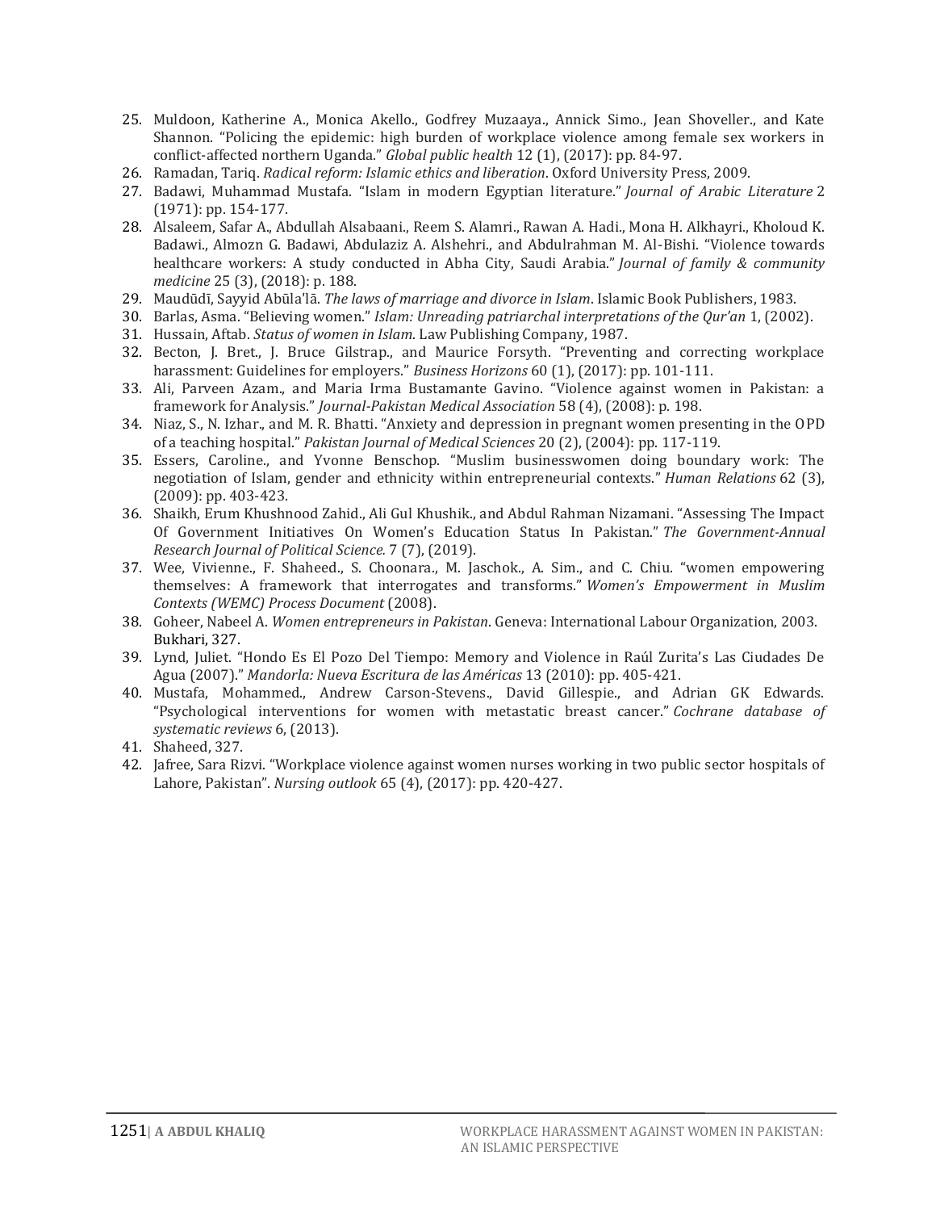25. Muldoon, Katherine A., Monica Akello., Godfrey Muzaaya., Annick Simo., Jean Shoveller., and Kate Shannon. "Policing the epidemic: high burden of workplace violence among female sex workers in conflict-affected northern Uganda." *Global public health* 12 (1), (2017): pp. 84-97.
26. Ramadan, Tariq. *Radical reform: Islamic ethics and liberation*. Oxford University Press, 2009.
27. Badawi, Muhammad Mustafa. "Islam in modern Egyptian literature." *Journal of Arabic Literature* 2 (1971): pp. 154-177.
28. Alsaleem, Safar A., Abdullah Alsabaani., Reem S. Alamri., Rawan A. Hadi., Mona H. Alkhayri., Kholoud K. Badawi., Almozn G. Badawi, Abdulaziz A. Alshehri., and Abdulrahman M. Al-Bishi. "Violence towards healthcare workers: A study conducted in Abha City, Saudi Arabia." *Journal of family & community medicine* 25 (3), (2018): p. 188.
29. Maudūdī, Sayyid Abūla'lā. *The laws of marriage and divorce in Islam*. Islamic Book Publishers, 1983.
30. Barlas, Asma. "Believing women." *Islam: Unreading patriarchal interpretations of the Qur'an* 1, (2002).
31. Hussain, Aftab. *Status of women in Islam*. Law Publishing Company, 1987.
32. Becton, J. Bret., J. Bruce Gilstrap., and Maurice Forsyth. "Preventing and correcting workplace harassment: Guidelines for employers." *Business Horizons* 60 (1), (2017): pp. 101-111.
33. Ali, Parveen Azam., and Maria Irma Bustamante Gavino. "Violence against women in Pakistan: a framework for Analysis." *Journal-Pakistan Medical Association* 58 (4), (2008): p. 198.
34. Niaz, S., N. Izhar., and M. R. Bhatti. "Anxiety and depression in pregnant women presenting in the OPD of a teaching hospital." *Pakistan Journal of Medical Sciences* 20 (2), (2004): pp. 117-119.
35. Essers, Caroline., and Yvonne Benschop. "Muslim businesswomen doing boundary work: The negotiation of Islam, gender and ethnicity within entrepreneurial contexts." *Human Relations* 62 (3), (2009): pp. 403-423.
36. Shaikh, Erum Khushnood Zahid., Ali Gul Khushik., and Abdul Rahman Nizamani. "Assessing The Impact Of Government Initiatives On Women's Education Status In Pakistan." *The Government-Annual Research Journal of Political Science.* 7 (7), (2019).
37. Wee, Vivienne., F. Shaheed., S. Choonara., M. Jaschok., A. Sim., and C. Chiu. "women empowering themselves: A framework that interrogates and transforms." *Women's Empowerment in Muslim Contexts (WEMC) Process Document* (2008).
38. Goheer, Nabeel A. *Women entrepreneurs in Pakistan*. Geneva: International Labour Organization, 2003. Bukhari, 327.
39. Lynd, Juliet. "Hondo Es El Pozo Del Tiempo: Memory and Violence in Raúl Zurita's Las Ciudades De Agua (2007)." *Mandorla: Nueva Escritura de las Américas* 13 (2010): pp. 405-421.
40. Mustafa, Mohammed., Andrew Carson-Stevens., David Gillespie., and Adrian GK Edwards. "Psychological interventions for women with metastatic breast cancer." *Cochrane database of systematic reviews* 6, (2013).
41. Shaheed, 327.
42. Jafree, Sara Rizvi. "Workplace violence against women nurses working in two public sector hospitals of Lahore, Pakistan". *Nursing outlook* 65 (4), (2017): pp. 420-427.